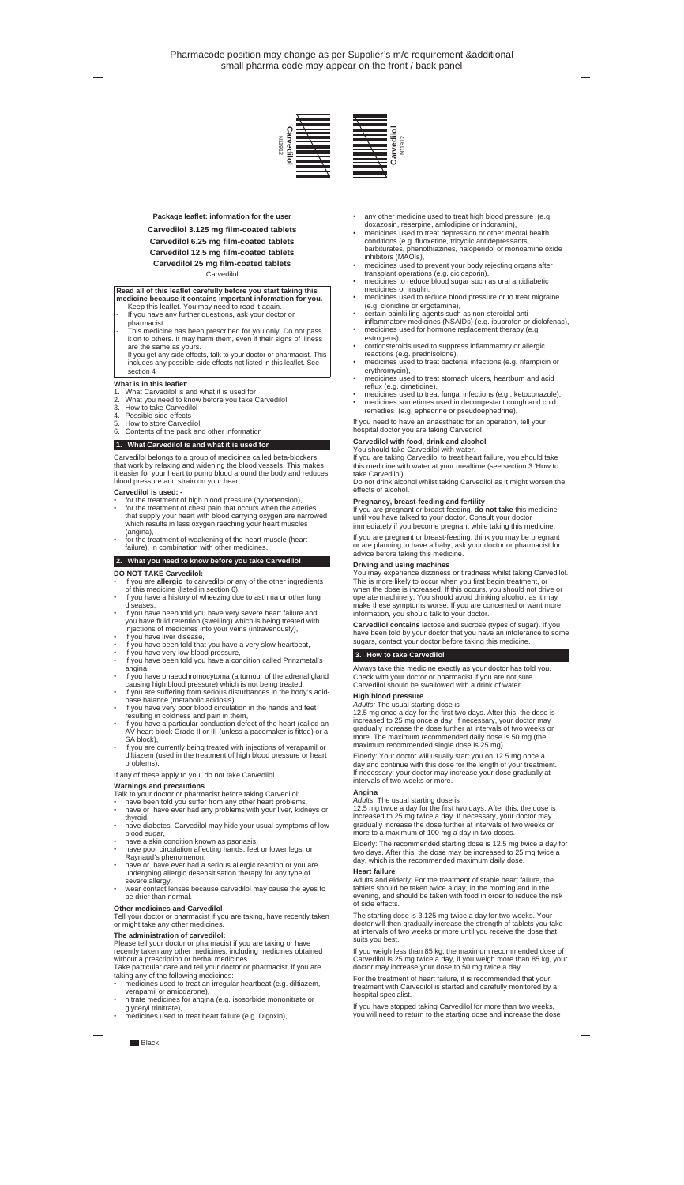Pharmacode position may change as per Supplier's m/c requirement &additional small pharma code may appear on the front / back panel

**Package leaflet: information for the user**

**Carvedilol 3.125 mg film-coated tablets**

**Carvedilol 6.25 mg film-coated tablets**

**Carvedilol 12.5 mg film-coated tablets**

**Carvedilol 25 mg film-coated tablets**

Carvedilol

**Read all of this leaflet carefully before you start taking this medicine because it contains important information for you.**

- Keep this leaflet. You may need to read it again.
- If you have any further questions, ask your doctor or pharmacist.
- This medicine has been prescribed for you only. Do not pass it on to others. It may harm them, even if their signs of illness are the same as yours.
- If you get any side effects, talk to your doctor or pharmacist. This includes any possible side effects not listed in this leaflet. See section 4

**What is in this leaflet**:

1. What Carvedilol is and what it is used for
2. What you need to know before you take Carvedilol
3. How to take Carvedilol
4. Possible side effects
5. How to store Carvedilol
6. Contents of the pack and other information

## 1. What Carvedilol is and what it is used for

Carvedilol belongs to a group of medicines called beta-blockers that work by relaxing and widening the blood vessels. This makes it easier for your heart to pump blood around the body and reduces blood pressure and strain on your heart.

**Carvedilol is used: -**

- for the treatment of high blood pressure (hypertension),
- for the treatment of chest pain that occurs when the arteries that supply your heart with blood carrying oxygen are narrowed which results in less oxygen reaching your heart muscles (angina),
- for the treatment of weakening of the heart muscle (heart failure), in combination with other medicines.

## 2. What you need to know before you take Carvedilol

**DO NOT TAKE Carvedilol:**

- if you are **allergic** to carvedilol or any of the other ingredients of this medicine (listed in section 6).
- if you have a history of wheezing due to asthma or other lung diseases,
- if you have been told you have very severe heart failure and you have fluid retention (swelling) which is being treated with injections of medicines into your veins (intravenously),
- if you have liver disease,
- if you have been told that you have a very slow heartbeat,
- if you have very low blood pressure,
- if you have been told you have a condition called Prinzmetal's angina,
- if you have phaeochromocytoma (a tumour of the adrenal gland causing high blood pressure) which is not being treated,
- if you are suffering from serious disturbances in the body's acid-base balance (metabolic acidosis),
- if you have very poor blood circulation in the hands and feet resulting in coldness and pain in them,
- if you have a particular conduction defect of the heart (called an AV heart block Grade II or III (unless a pacemaker is fitted) or a SA block),
- if you are currently being treated with injections of verapamil or diltiazem (used in the treatment of high blood pressure or heart problems),

If any of these apply to you, do not take Carvedilol.

**Warnings and precautions**

Talk to your doctor or pharmacist before taking Carvedilol:

- have been told you suffer from any other heart problems,
- have or have ever had any problems with your liver, kidneys or thyroid,
- have diabetes. Carvedilol may hide your usual symptoms of low blood sugar,
- have a skin condition known as psoriasis,
- have poor circulation affecting hands, feet or lower legs, or Raynaud's phenomenon,
- have or have ever had a serious allergic reaction or you are undergoing allergic desensitisation therapy for any type of severe allergy,
- wear contact lenses because carvedilol may cause the eyes to be drier than normal.

**Other medicines and Carvedilol**

Tell your doctor or pharmacist if you are taking, have recently taken or might take any other medicines.

**The administration of carvedilol:**

Please tell your doctor or pharmacist if you are taking or have recently taken any other medicines, including medicines obtained without a prescription or herbal medicines.

Take particular care and tell your doctor or pharmacist, if you are taking any of the following medicines:

- medicines used to treat an irregular heartbeat (e.g. diltiazem, verapamil or amiodarone),
- nitrate medicines for angina (e.g. isosorbide mononitrate or glyceryl trinitrate),
- medicines used to treat heart failure (e.g. Digoxin),
- any other medicine used to treat high blood pressure (e.g. doxazosin, reserpine, amlodipine or indoramin),
- medicines used to treat depression or other mental health conditions (e.g. fluoxetine, tricyclic antidepressants, barbiturates, phenothiazines, haloperidol or monoamine oxide inhibitors (MAOIs),
- medicines used to prevent your body rejecting organs after transplant operations (e.g. ciclosporin),
- medicines to reduce blood sugar such as oral antidiabetic medicines or insulin,
- medicines used to reduce blood pressure or to treat migraine (e.g. clonidine or ergotamine),
- certain painkilling agents such as non-steroidal anti-inflammatory medicines (NSAIDs) (e.g. ibuprofen or diclofenac),
- medicines used for hormone replacement therapy (e.g. estrogens),
- corticosteroids used to suppress inflammatory or allergic reactions (e.g. prednisolone),
- medicines used to treat bacterial infections (e.g. rifampicin or erythromycin),
- medicines used to treat stomach ulcers, heartburn and acid reflux (e.g. cimetidine),
- medicines used to treat fungal infections (e.g.. ketoconazole),
- medicines sometimes used in decongestant cough and cold remedies (e.g. ephedrine or pseudoephedrine),

If you need to have an anaesthetic for an operation, tell your hospital doctor you are taking Carvedilol.

**Carvedilol with food, drink and alcohol**

You should take Carvedilol with water.

If you are taking Carvedilol to treat heart failure, you should take this medicine with water at your mealtime (see section 3 'How to take Carvedilol)

Do not drink alcohol whilst taking Carvedilol as it might worsen the effects of alcohol.

**Pregnancy, breast-feeding and fertility**

If you are pregnant or breast-feeding, **do not take** this medicine until you have talked to your doctor. Consult your doctor immediately if you become pregnant while taking this medicine.

If you are pregnant or breast-feeding, think you may be pregnant or are planning to have a baby, ask your doctor or pharmacist for advice before taking this medicine.

**Driving and using machines**

You may experience dizziness or tiredness whilst taking Carvedilol. This is more likely to occur when you first begin treatment, or when the dose is increased. If this occurs, you should not drive or operate machinery. You should avoid drinking alcohol, as it may make these symptoms worse. If you are concerned or want more information, you should talk to your doctor.

**Carvedilol contains** lactose and sucrose (types of sugar). If you have been told by your doctor that you have an intolerance to some sugars, contact your doctor before taking this medicine.

## 3. How to take Carvedilol

Always take this medicine exactly as your doctor has told you. Check with your doctor or pharmacist if you are not sure. Carvedilol should be swallowed with a drink of water.

**High blood pressure**

*Adults:* The usual starting dose is

12.5 mg once a day for the first two days. After this, the dose is increased to 25 mg once a day. If necessary, your doctor may gradually increase the dose further at intervals of two weeks or more. The maximum recommended daily dose is 50 mg (the maximum recommended single dose is 25 mg).

Elderly: Your doctor will usually start you on 12.5 mg once a day and continue with this dose for the length of your treatment. If necessary, your doctor may increase your dose gradually at intervals of two weeks or more.

**Angina**

*Adults:* The usual starting dose is

12.5 mg twice a day for the first two days. After this, the dose is increased to 25 mg twice a day. If necessary, your doctor may gradually increase the dose further at intervals of two weeks or more to a maximum of 100 mg a day in two doses.

Elderly: The recommended starting dose is 12.5 mg twice a day for two days. After this, the dose may be increased to 25 mg twice a day, which is the recommended maximum daily dose.

**Heart failure**

Adults and elderly: For the treatment of stable heart failure, the tablets should be taken twice a day, in the morning and in the evening, and should be taken with food in order to reduce the risk of side effects.

The starting dose is 3.125 mg twice a day for two weeks. Your doctor will then gradually increase the strength of tablets you take at intervals of two weeks or more until you receive the dose that suits you best.

If you weigh less than 85 kg, the maximum recommended dose of Carvedilol is 25 mg twice a day, if you weigh more than 85 kg, your doctor may increase your dose to 50 mg twice a day.

For the treatment of heart failure, it is recommended that your treatment with Carvedilol is started and carefully monitored by a hospital specialist.

If you have stopped taking Carvedilol for more than two weeks, you will need to return to the starting dose and increase the dose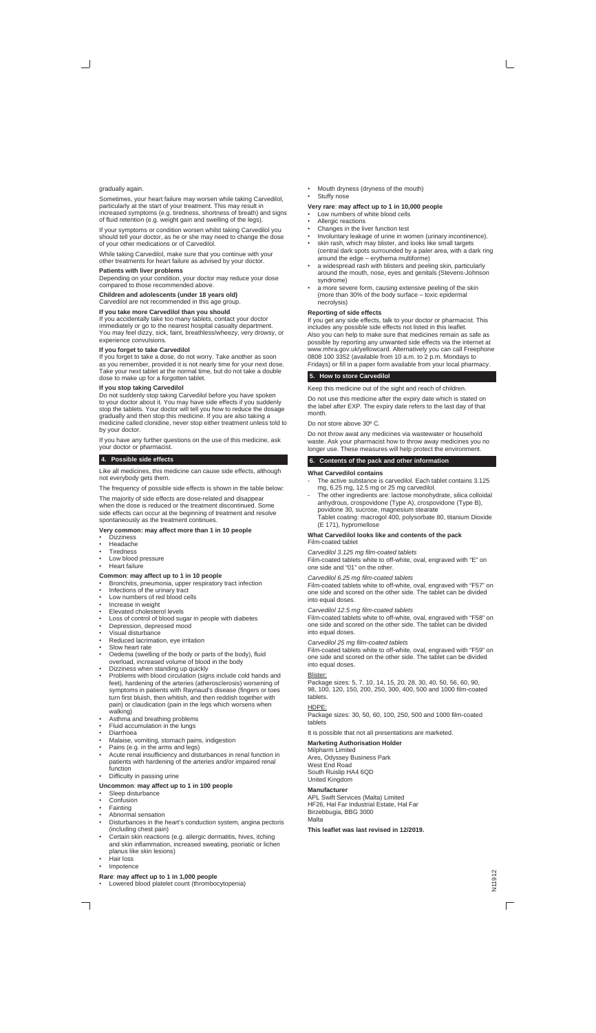gradually again.

Sometimes, your heart failure may worsen while taking Carvedilol, particularly at the start of your treatment. This may result in increased symptoms (e.g. tiredness, shortness of breath) and signs of fluid retention (e.g. weight gain and swelling of the legs).

If your symptoms or condition worsen whilst taking Carvedilol you should tell your doctor, as he or she may need to change the dose of your other medications or of Carvedilol.

While taking Carvedilol, make sure that you continue with your other treatments for heart failure as advised by your doctor.

**Patients with liver problems**

Depending on your condition, your doctor may reduce your dose compared to those recommended above.

**Children and adolescents (under 18 years old)**

Carvedilol are not recommended in this age group.

**If you take more Carvedilol than you should**

If you accidentally take too many tablets, contact your doctor immediately or go to the nearest hospital casualty department. You may feel dizzy, sick, faint, breathless/wheezy, very drowsy, or experience convulsions.

**If you forget to take Carvedilol**

If you forget to take a dose, do not worry. Take another as soon as you remember, provided it is not nearly time for your next dose. Take your next tablet at the normal time, but do not take a double dose to make up for a forgotten tablet.

**If you stop taking Carvedilol**

Do not suddenly stop taking Carvedilol before you have spoken to your doctor about it. You may have side effects if you suddenly stop the tablets. Your doctor will tell you how to reduce the dosage gradually and then stop this medicine. If you are also taking a medicine called clonidine, never stop either treatment unless told to by your doctor.

If you have any further questions on the use of this medicine, ask your doctor or pharmacist.

## 4. Possible side effects

Like all medicines, this medicine can cause side effects, although not everybody gets them.

The frequency of possible side effects is shown in the table below:

The majority of side effects are dose-related and disappear when the dose is reduced or the treatment discontinued. Some side effects can occur at the beginning of treatment and resolve spontaneously as the treatment continues.

**Very common: may affect more than 1 in 10 people**

- Dizziness
- Headache
- Tiredness
- Low blood pressure
- Heart failure

**Common**: **may affect up to 1 in 10 people**

- Bronchitis, pneumonia, upper respiratory tract infection
- Infections of the urinary tract
- Low numbers of red blood cells
- Increase in weight
- Elevated cholesterol levels
- Loss of control of blood sugar in people with diabetes
- Depression, depressed mood
- Visual disturbance
- Reduced lacrimation, eye irritation
- Slow heart rate
- Oedema (swelling of the body or parts of the body), fluid overload, increased volume of blood in the body
- Dizziness when standing up quickly
- Problems with blood circulation (signs include cold hands and feet), hardening of the arteries (atherosclerosis) worsening of symptoms in patients with Raynaud's disease (fingers or toes turn first bluish, then whitish, and then reddish together with pain) or claudication (pain in the legs which worsens when walking)
- Asthma and breathing problems
- Fluid accumulation in the lungs
- Diarrhoea
- Malaise, vomiting, stomach pains, indigestion
- Pains (e.g. in the arms and legs)
- Acute renal insufficiency and disturbances in renal function in patients with hardening of the arteries and/or impaired renal function
- Difficulty in passing urine

**Uncommon**: **may affect up to 1 in 100 people**

- Sleep disturbance
- Confusion
- Fainting
- Abnormal sensation
- Disturbances in the heart's conduction system, angina pectoris (including chest pain)
- Certain skin reactions (e.g. allergic dermatitis, hives, itching and skin inflammation, increased sweating, psoriatic or lichen planus like skin lesions)
- Hair loss
- Impotence

**Rare**: **may affect up to 1 in 1,000 people**

- Lowered blood platelet count (thrombocytopenia)
- Mouth dryness (dryness of the mouth)
- Stuffy nose

**Very rare**: **may affect up to 1 in 10,000 people**

- Low numbers of white blood cells
- Allergic reactions
- Changes in the liver function test
- Involuntary leakage of urine in women (urinary incontinence).
- skin rash, which may blister, and looks like small targets (central dark spots surrounded by a paler area, with a dark ring around the edge – erythema multiforme)
- a widespread rash with blisters and peeling skin, particularly around the mouth, nose, eyes and genitals (Stevens-Johnson syndrome)
- a more severe form, causing extensive peeling of the skin (more than 30% of the body surface – toxic epidermal necrolysis)

**Reporting of side effects**

If you get any side effects, talk to your doctor or pharmacist. This includes any possible side effects not listed in this leaflet. Also you can help to make sure that medicines remain as safe as possible by reporting any unwanted side effects via the internet at www.mhra.gov.uk/yellowcard. Alternatively you can call Freephone 0808 100 3352 (available from 10 a.m. to 2 p.m. Mondays to Fridays) or fill in a paper form available from your local pharmacy.

## 5. How to store Carvedilol

Keep this medicine out of the sight and reach of children.

Do not use this medicine after the expiry date which is stated on the label after EXP. The expiry date refers to the last day of that month.

Do not store above 30º C.

Do not throw awat any medicines via wastewater or household waste. Ask your pharmacist how to throw away medicines you no longer use. These measures will help protect the environment.

## 6. Contents of the pack and other information

**What Carvedilol contains**

- The active substance is carvedilol. Each tablet contains 3.125 mg, 6.25 mg, 12.5 mg or 25 mg carvedilol.
- The other ingredients are: lactose monohydrate, silica colloidal anhydrous, crospovidone (Type A), crospovidone (Type B), povidone 30, sucrose, magnesium stearate
  Tablet coating: macrogol 400, polysorbate 80, titanium Dioxide (E 171), hypromellose

**What Carvedilol looks like and contents of the pack**

Film-coated tablet

*Carvedilol 3.125 mg film-coated tablets*

Film-coated tablets white to off-white, oval, engraved with "E" on one side and "01" on the other.

*Carvedilol 6.25 mg film-coated tablets*

Film-coated tablets white to off-white, oval, engraved with "F57" on one side and scored on the other side. The tablet can be divided into equal doses.

*Carvedilol 12.5 mg film-coated tablets*

Film-coated tablets white to off-white, oval, engraved with "F58" on one side and scored on the other side. The tablet can be divided into equal doses.

*Carvedilol 25 mg film-coated tablets*

Film-coated tablets white to off-white, oval, engraved with "F59" on one side and scored on the other side. The tablet can be divided into equal doses.

Blister:

Package sizes: 5, 7, 10, 14, 15, 20, 28, 30, 40, 50, 56, 60, 90, 98, 100, 120, 150, 200, 250, 300, 400, 500 and 1000 film-coated tablets.

HDPE:

Package sizes: 30, 50, 60, 100, 250, 500 and 1000 film-coated tablets

It is possible that not all presentations are marketed.

**Marketing Authorisation Holder**

Milpharm Limited
Ares, Odyssey Business Park
West End Road
South Ruislip HA4 6QD
United Kingdom

**Manufacturer**

APL Swift Services (Malta) Limited
HF26, Hal Far Industrial Estate, Hal Far
Birzebbugia, BBG 3000
Malta

**This leaflet was last revised in 12/2019.**

N11912